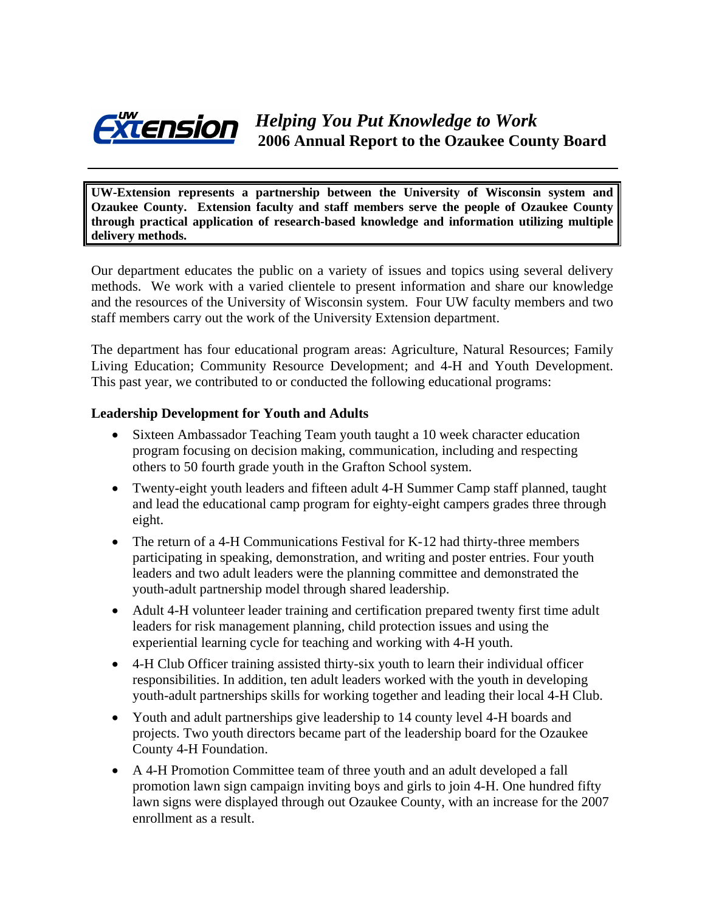# *Helping You Put Knowledge to Work*
## 2006 Annual Report to the Ozaukee County Board

**UW-Extension represents a partnership between the University of Wisconsin system and Ozaukee County. Extension faculty and staff members serve the people of Ozaukee County through practical application of research-based knowledge and information utilizing multiple delivery methods.**

Our department educates the public on a variety of issues and topics using several delivery methods. We work with a varied clientele to present information and share our knowledge and the resources of the University of Wisconsin system. Four UW faculty members and two staff members carry out the work of the University Extension department.

The department has four educational program areas: Agriculture, Natural Resources; Family Living Education; Community Resource Development; and 4-H and Youth Development. This past year, we contributed to or conducted the following educational programs:

### Leadership Development for Youth and Adults

- Sixteen Ambassador Teaching Team youth taught a 10 week character education program focusing on decision making, communication, including and respecting others to 50 fourth grade youth in the Grafton School system.
- Twenty-eight youth leaders and fifteen adult 4-H Summer Camp staff planned, taught and lead the educational camp program for eighty-eight campers grades three through eight.
- The return of a 4-H Communications Festival for K-12 had thirty-three members participating in speaking, demonstration, and writing and poster entries. Four youth leaders and two adult leaders were the planning committee and demonstrated the youth-adult partnership model through shared leadership.
- Adult 4-H volunteer leader training and certification prepared twenty first time adult leaders for risk management planning, child protection issues and using the experiential learning cycle for teaching and working with 4-H youth.
- 4-H Club Officer training assisted thirty-six youth to learn their individual officer responsibilities. In addition, ten adult leaders worked with the youth in developing youth-adult partnerships skills for working together and leading their local 4-H Club.
- Youth and adult partnerships give leadership to 14 county level 4-H boards and projects. Two youth directors became part of the leadership board for the Ozaukee County 4-H Foundation.
- A 4-H Promotion Committee team of three youth and an adult developed a fall promotion lawn sign campaign inviting boys and girls to join 4-H. One hundred fifty lawn signs were displayed through out Ozaukee County, with an increase for the 2007 enrollment as a result.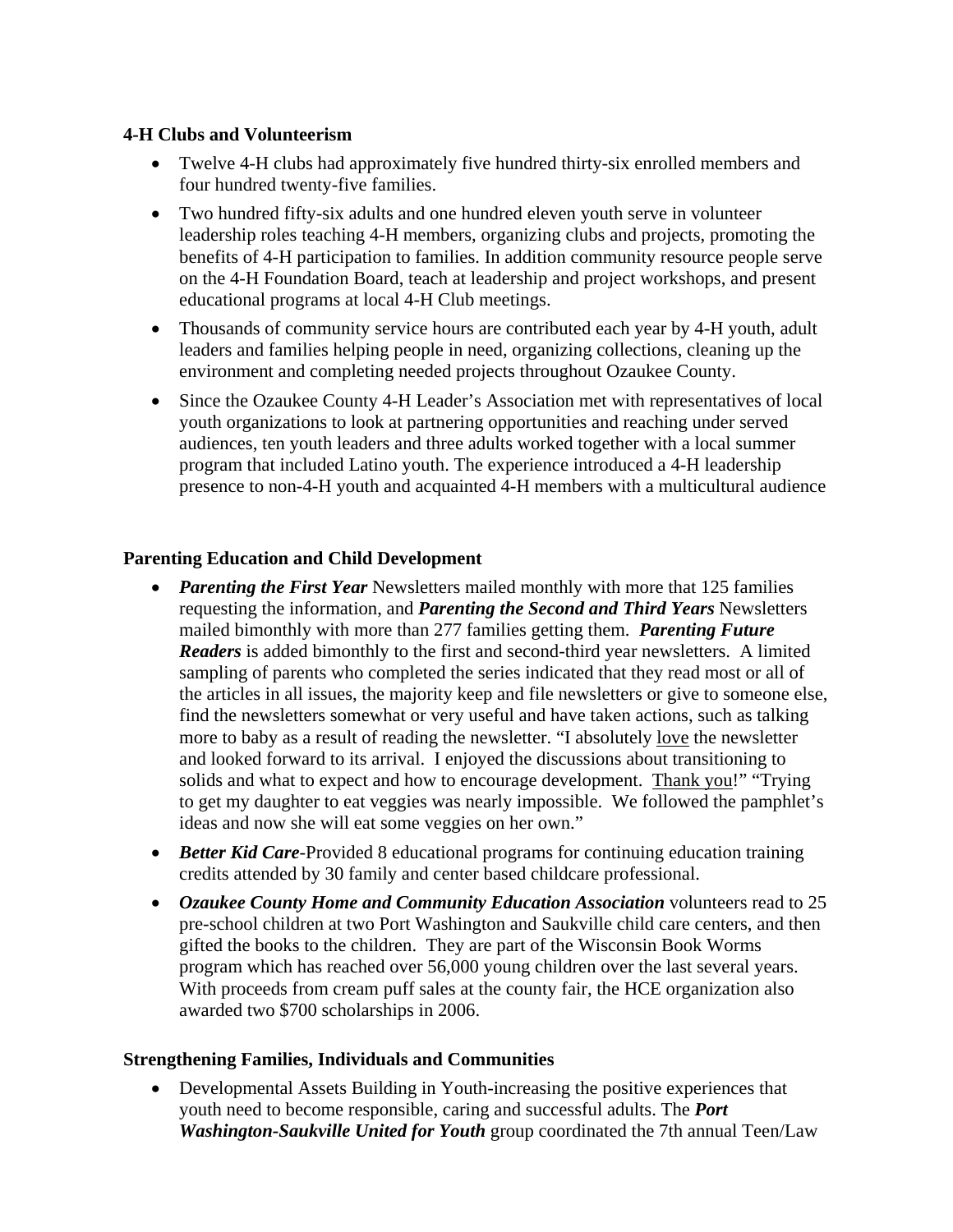**4-H Clubs and Volunteerism**

- Twelve 4-H clubs had approximately five hundred thirty-six enrolled members and four hundred twenty-five families.
- Two hundred fifty-six adults and one hundred eleven youth serve in volunteer leadership roles teaching 4-H members, organizing clubs and projects, promoting the benefits of 4-H participation to families. In addition community resource people serve on the 4-H Foundation Board, teach at leadership and project workshops, and present educational programs at local 4-H Club meetings.
- Thousands of community service hours are contributed each year by 4-H youth, adult leaders and families helping people in need, organizing collections, cleaning up the environment and completing needed projects throughout Ozaukee County.
- Since the Ozaukee County 4-H Leader's Association met with representatives of local youth organizations to look at partnering opportunities and reaching under served audiences, ten youth leaders and three adults worked together with a local summer program that included Latino youth. The experience introduced a 4-H leadership presence to non-4-H youth and acquainted 4-H members with a multicultural audience

**Parenting Education and Child Development**

- ***Parenting the First Year*** Newsletters mailed monthly with more that 125 families requesting the information, and ***Parenting the Second and Third Years*** Newsletters mailed bimonthly with more than 277 families getting them. ***Parenting Future Readers*** is added bimonthly to the first and second-third year newsletters. A limited sampling of parents who completed the series indicated that they read most or all of the articles in all issues, the majority keep and file newsletters or give to someone else, find the newsletters somewhat or very useful and have taken actions, such as talking more to baby as a result of reading the newsletter. "I absolutely <u>love</u> the newsletter and looked forward to its arrival. I enjoyed the discussions about transitioning to solids and what to expect and how to encourage development. <u>Thank you</u>!" "Trying to get my daughter to eat veggies was nearly impossible. We followed the pamphlet's ideas and now she will eat some veggies on her own."
- ***Better Kid Care***-Provided 8 educational programs for continuing education training credits attended by 30 family and center based childcare professional.
- ***Ozaukee County Home and Community Education Association*** volunteers read to 25 pre-school children at two Port Washington and Saukville child care centers, and then gifted the books to the children. They are part of the Wisconsin Book Worms program which has reached over 56,000 young children over the last several years. With proceeds from cream puff sales at the county fair, the HCE organization also awarded two $700 scholarships in 2006.

**Strengthening Families, Individuals and Communities**

- Developmental Assets Building in Youth-increasing the positive experiences that youth need to become responsible, caring and successful adults. The ***Port Washington-Saukville United for Youth*** group coordinated the 7th annual Teen/Law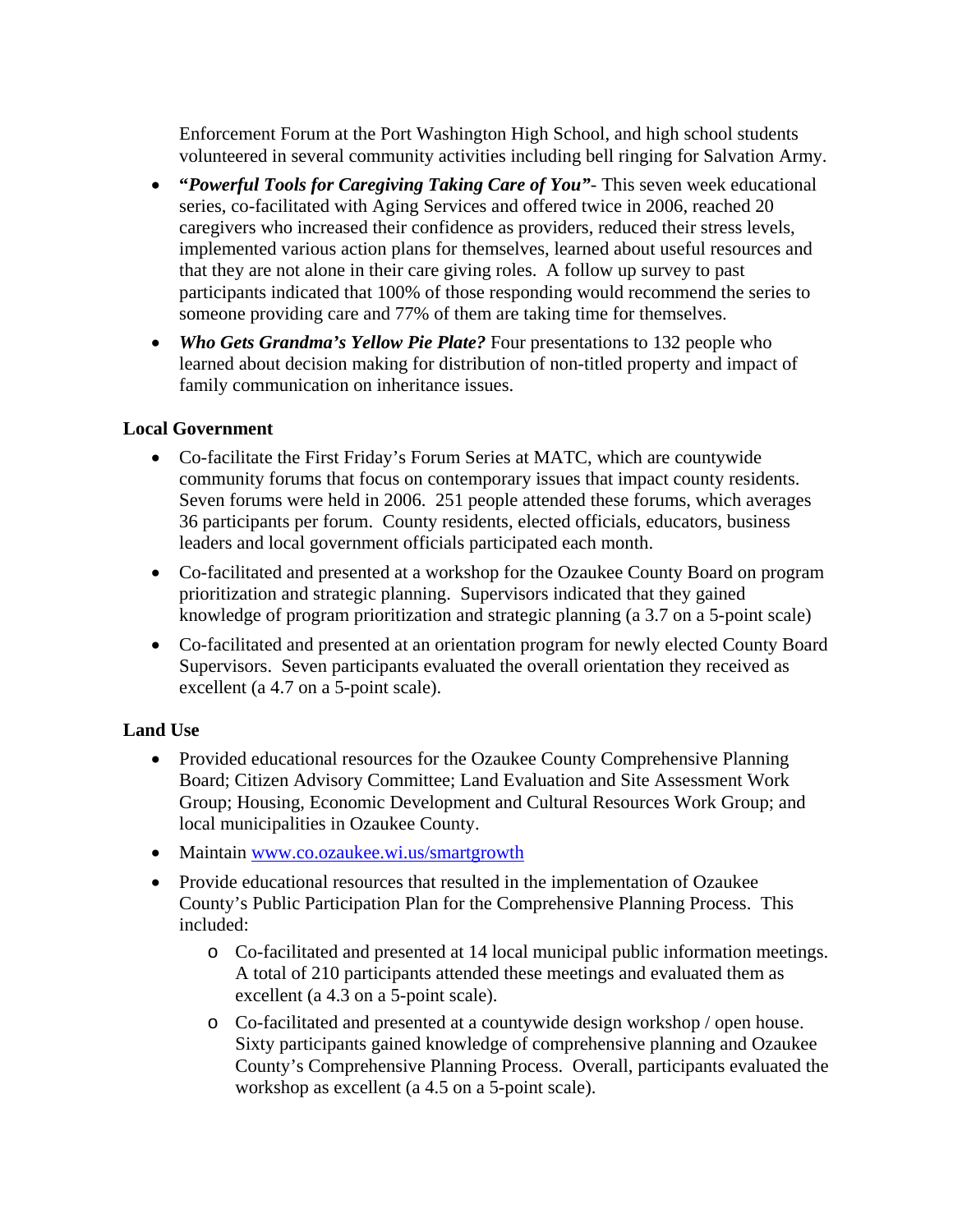Enforcement Forum at the Port Washington High School, and high school students volunteered in several community activities including bell ringing for Salvation Army.

- ***"Powerful Tools for Caregiving Taking Care of You"***- This seven week educational series, co-facilitated with Aging Services and offered twice in 2006, reached 20 caregivers who increased their confidence as providers, reduced their stress levels, implemented various action plans for themselves, learned about useful resources and that they are not alone in their care giving roles. A follow up survey to past participants indicated that 100% of those responding would recommend the series to someone providing care and 77% of them are taking time for themselves.
- ***Who Gets Grandma's Yellow Pie Plate?*** Four presentations to 132 people who learned about decision making for distribution of non-titled property and impact of family communication on inheritance issues.

**Local Government**

- Co-facilitate the First Friday's Forum Series at MATC, which are countywide community forums that focus on contemporary issues that impact county residents. Seven forums were held in 2006. 251 people attended these forums, which averages 36 participants per forum. County residents, elected officials, educators, business leaders and local government officials participated each month.
- Co-facilitated and presented at a workshop for the Ozaukee County Board on program prioritization and strategic planning. Supervisors indicated that they gained knowledge of program prioritization and strategic planning (a 3.7 on a 5-point scale)
- Co-facilitated and presented at an orientation program for newly elected County Board Supervisors. Seven participants evaluated the overall orientation they received as excellent (a 4.7 on a 5-point scale).

**Land Use**

- Provided educational resources for the Ozaukee County Comprehensive Planning Board; Citizen Advisory Committee; Land Evaluation and Site Assessment Work Group; Housing, Economic Development and Cultural Resources Work Group; and local municipalities in Ozaukee County.
- Maintain [www.co.ozaukee.wi.us/smartgrowth](www.co.ozaukee.wi.us/smartgrowth)
- Provide educational resources that resulted in the implementation of Ozaukee County's Public Participation Plan for the Comprehensive Planning Process. This included:
  - Co-facilitated and presented at 14 local municipal public information meetings. A total of 210 participants attended these meetings and evaluated them as excellent (a 4.3 on a 5-point scale).
  - Co-facilitated and presented at a countywide design workshop / open house. Sixty participants gained knowledge of comprehensive planning and Ozaukee County's Comprehensive Planning Process. Overall, participants evaluated the workshop as excellent (a 4.5 on a 5-point scale).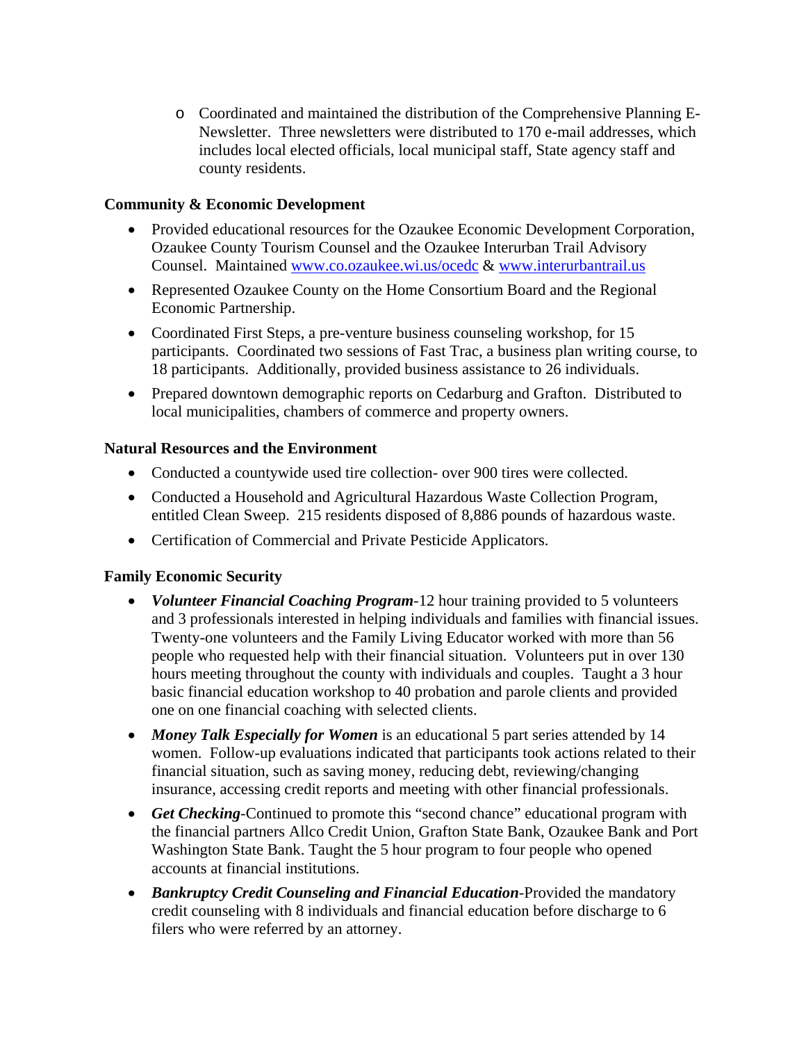- Coordinated and maintained the distribution of the Comprehensive Planning E-Newsletter. Three newsletters were distributed to 170 e-mail addresses, which includes local elected officials, local municipal staff, State agency staff and county residents.

**Community & Economic Development**

- Provided educational resources for the Ozaukee Economic Development Corporation, Ozaukee County Tourism Counsel and the Ozaukee Interurban Trail Advisory Counsel. Maintained [www.co.ozaukee.wi.us/ocedc](www.co.ozaukee.wi.us/ocedc) & [www.interurbantrail.us](www.interurbantrail.us)
- Represented Ozaukee County on the Home Consortium Board and the Regional Economic Partnership.
- Coordinated First Steps, a pre-venture business counseling workshop, for 15 participants. Coordinated two sessions of Fast Trac, a business plan writing course, to 18 participants. Additionally, provided business assistance to 26 individuals.
- Prepared downtown demographic reports on Cedarburg and Grafton. Distributed to local municipalities, chambers of commerce and property owners.

**Natural Resources and the Environment**

- Conducted a countywide used tire collection- over 900 tires were collected.
- Conducted a Household and Agricultural Hazardous Waste Collection Program, entitled Clean Sweep. 215 residents disposed of 8,886 pounds of hazardous waste.
- Certification of Commercial and Private Pesticide Applicators.

**Family Economic Security**

- ***Volunteer Financial Coaching Program***-12 hour training provided to 5 volunteers and 3 professionals interested in helping individuals and families with financial issues. Twenty-one volunteers and the Family Living Educator worked with more than 56 people who requested help with their financial situation. Volunteers put in over 130 hours meeting throughout the county with individuals and couples. Taught a 3 hour basic financial education workshop to 40 probation and parole clients and provided one on one financial coaching with selected clients.
- ***Money Talk Especially for Women*** is an educational 5 part series attended by 14 women. Follow-up evaluations indicated that participants took actions related to their financial situation, such as saving money, reducing debt, reviewing/changing insurance, accessing credit reports and meeting with other financial professionals.
- ***Get Checking***-Continued to promote this "second chance" educational program with the financial partners Allco Credit Union, Grafton State Bank, Ozaukee Bank and Port Washington State Bank. Taught the 5 hour program to four people who opened accounts at financial institutions.
- ***Bankruptcy Credit Counseling and Financial Education***-Provided the mandatory credit counseling with 8 individuals and financial education before discharge to 6 filers who were referred by an attorney.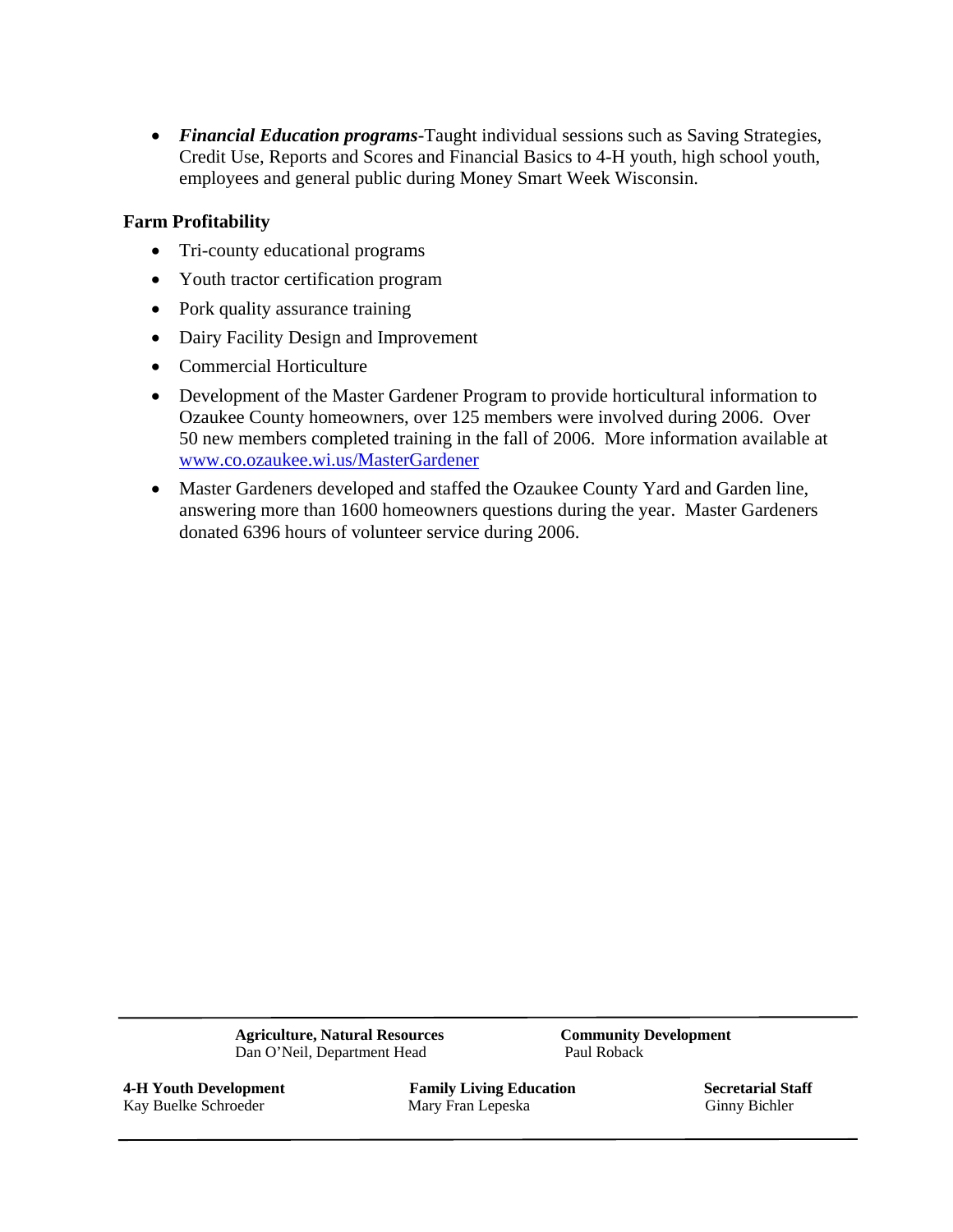- ***Financial Education programs***-Taught individual sessions such as Saving Strategies, Credit Use, Reports and Scores and Financial Basics to 4-H youth, high school youth, employees and general public during Money Smart Week Wisconsin.

**Farm Profitability**

- Tri-county educational programs
- Youth tractor certification program
- Pork quality assurance training
- Dairy Facility Design and Improvement
- Commercial Horticulture
- Development of the Master Gardener Program to provide horticultural information to Ozaukee County homeowners, over 125 members were involved during 2006. Over 50 new members completed training in the fall of 2006. More information available at [www.co.ozaukee.wi.us/MasterGardener](www.co.ozaukee.wi.us/MasterGardener)
- Master Gardeners developed and staffed the Ozaukee County Yard and Garden line, answering more than 1600 homeowners questions during the year. Master Gardeners donated 6396 hours of volunteer service during 2006.

---

**Agriculture, Natural Resources**
Dan O'Neil, Department Head

**Community Development**
Paul Roback

**4-H Youth Development**
Kay Buelke Schroeder

**Family Living Education**
Mary Fran Lepeska

**Secretarial Staff**
Ginny Bichler